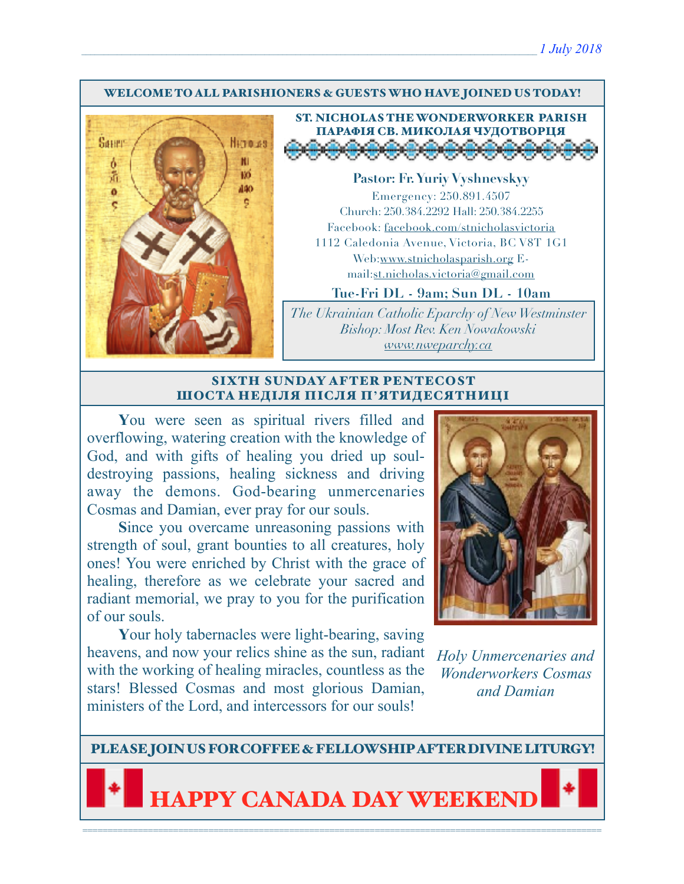1 July 2018

**WELCOME TO ALL PARISHIONERS & GUESTS WHO HAVE JOINED US TODAY!**

## ST. NICHOLAS THE WONDERWORKER PARISH
## ПАРАФІЯ СВ. МИКОЛАЯ ЧУДОТВОРЦЯ

**Pastor: Fr. Yuriy Vyshnevskyy**

Emergency: 250.891.4507

Church: 250.384.2292 Hall: 250.384.2255

Facebook: facebook.com/stnicholasvictoria

1112 Caledonia Avenue, Victoria, BC V8T 1G1

Web: www.stnicholasparish.org E-mail: st.nicholas.victoria@gmail.com

**Tue-Fri DL - 9am; Sun DL - 10am**

*The Ukrainian Catholic Eparchy of New Westminster*
*Bishop: Most Rev. Ken Nowakowski*
*www.nweparchy.ca*

## SIXTH SUNDAY AFTER PENTECOST
## ШОСТА НЕДІЛЯ ПІСЛЯ П'ЯТИДЕСЯТНИЦІ

**Y**ou were seen as spiritual rivers filled and overflowing, watering creation with the knowledge of God, and with gifts of healing you dried up soul-destroying passions, healing sickness and driving away the demons. God-bearing unmercenaries Cosmas and Damian, ever pray for our souls.

**S**ince you overcame unreasoning passions with strength of soul, grant bounties to all creatures, holy ones! You were enriched by Christ with the grace of healing, therefore as we celebrate your sacred and radiant memorial, we pray to you for the purification of our souls.

**Y**our holy tabernacles were light-bearing, saving heavens, and now your relics shine as the sun, radiant with the working of healing miracles, countless as the stars! Blessed Cosmas and most glorious Damian, ministers of the Lord, and intercessors for our souls!

*Holy Unmercenaries and Wonderworkers Cosmas and Damian*

**PLEASE JOIN US FOR COFFEE & FELLOWSHIP AFTER DIVINE LITURGY!**

# HAPPY CANADA DAY WEEKEND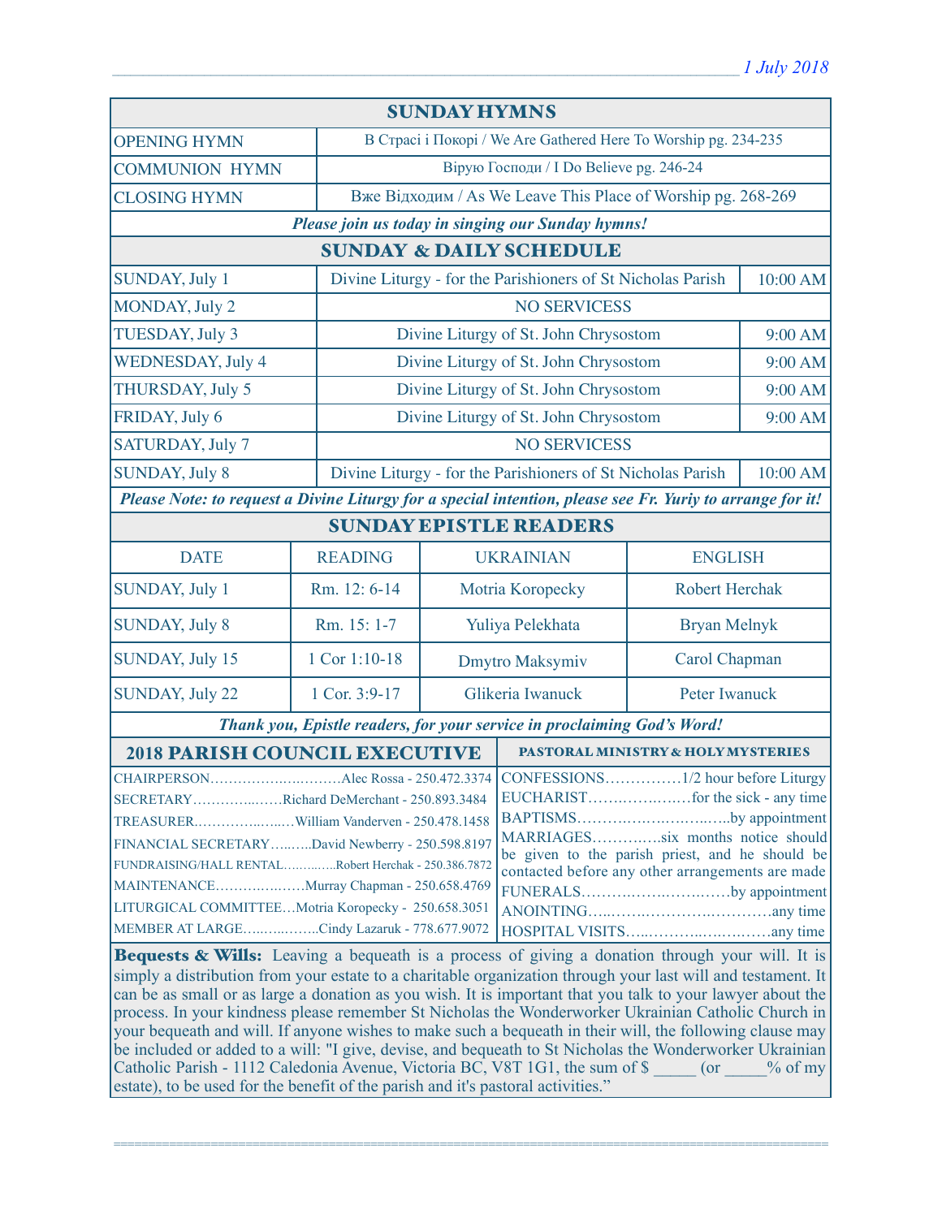## SUNDAY HYMNS

| | |
|---|---|
| OPENING HYMN | В Страсі і Покорі / We Are Gathered Here To Worship pg. 234-235 |
| COMMUNION HYMN | Вірую Господи / I Do Believe pg. 246-24 |
| CLOSING HYMN | Вже Відходим / As We Leave This Place of Worship pg. 268-269 |

***Please join us today in singing our Sunday hymns!***

## SUNDAY & DAILY SCHEDULE

| | | |
|---|---|---|
| SUNDAY, July 1 | Divine Liturgy - for the Parishioners of St Nicholas Parish | 10:00 AM |
| MONDAY, July 2 | NO SERVICESS | |
| TUESDAY, July 3 | Divine Liturgy of St. John Chrysostom | 9:00 AM |
| WEDNESDAY, July 4 | Divine Liturgy of St. John Chrysostom | 9:00 AM |
| THURSDAY, July 5 | Divine Liturgy of St. John Chrysostom | 9:00 AM |
| FRIDAY, July 6 | Divine Liturgy of St. John Chrysostom | 9:00 AM |
| SATURDAY, July 7 | NO SERVICESS | |
| SUNDAY, July 8 | Divine Liturgy - for the Parishioners of St Nicholas Parish | 10:00 AM |

***Please Note: to request a Divine Liturgy for a special intention, please see Fr. Yuriy to arrange for it!***

## SUNDAY EPISTLE READERS

| DATE | READING | UKRAINIAN | ENGLISH |
|---|---|---|---|
| SUNDAY, July 1 | Rm. 12: 6-14 | Motria Koropecky | Robert Herchak |
| SUNDAY, July 8 | Rm. 15: 1-7 | Yuliya Pelekhata | Bryan Melnyk |
| SUNDAY, July 15 | 1 Cor 1:10-18 | Dmytro Maksymiv | Carol Chapman |
| SUNDAY, July 22 | 1 Cor. 3:9-17 | Glikeria Iwanuck | Peter Iwanuck |

***Thank you, Epistle readers, for your service in proclaiming God's Word!***

## 2018 PARISH COUNCIL EXECUTIVE

CHAIRPERSON……………………Alec Rossa - 250.472.3374
SECRETARY……………Richard DeMerchant - 250.893.3484
TREASURER………………William Vanderven - 250.478.1458
FINANCIAL SECRETARY………David Newberry - 250.598.8197
FUNDRAISING/HALL RENTAL…………Robert Herchak - 250.386.7872
MAINTENANCE………………Murray Chapman - 250.658.4769
LITURGICAL COMMITTEE…Motria Koropecky - 250.658.3051
MEMBER AT LARGE……………Cindy Lazaruk - 778.677.9072

## PASTORAL MINISTRY & HOLY MYSTERIES

CONFESSIONS……………1/2 hour before Liturgy
EUCHARIST………………for the sick - any time
BAPTISMS…………………………by appointment
MARRIAGES…………six months notice should be given to the parish priest, and he should be contacted before any other arrangements are made
FUNERALS……………………by appointment
ANOINTING……………………………any time
HOSPITAL VISITS………………………any time

**Bequests & Wills:** Leaving a bequeath is a process of giving a donation through your will. It is simply a distribution from your estate to a charitable organization through your last will and testament. It can be as small or as large a donation as you wish. It is important that you talk to your lawyer about the process. In your kindness please remember St Nicholas the Wonderworker Ukrainian Catholic Church in your bequeath and will. If anyone wishes to make such a bequeath in their will, the following clause may be included or added to a will: "I give, devise, and bequeath to St Nicholas the Wonderworker Ukrainian Catholic Parish - 1112 Caledonia Avenue, Victoria BC, V8T 1G1, the sum of $ _____ (or _____% of my estate), to be used for the benefit of the parish and it's pastoral activities."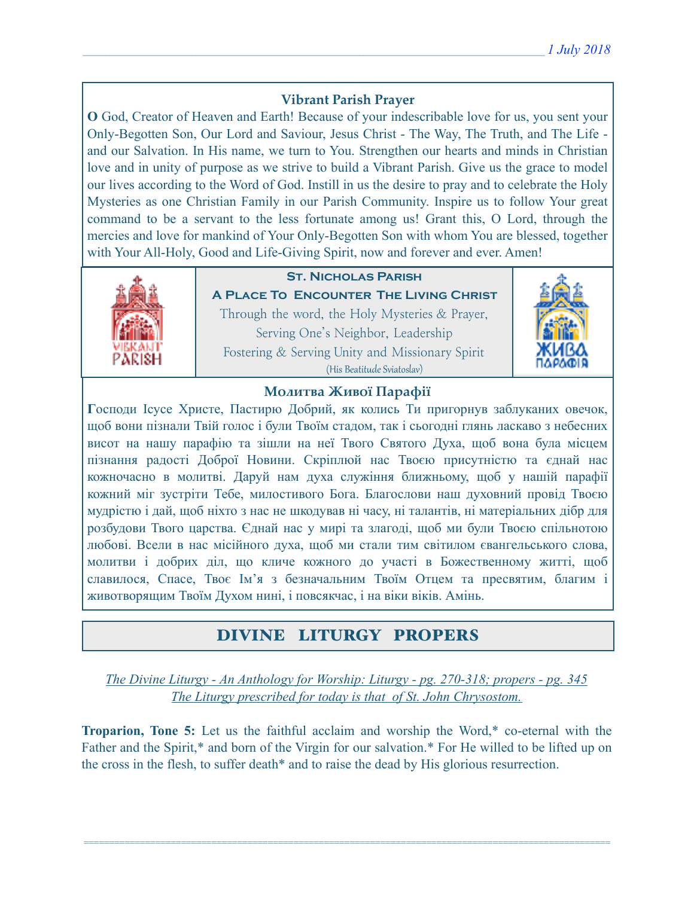### Vibrant Parish Prayer

**O** God, Creator of Heaven and Earth! Because of your indescribable love for us, you sent your Only-Begotten Son, Our Lord and Saviour, Jesus Christ - The Way, The Truth, and The Life - and our Salvation. In His name, we turn to You. Strengthen our hearts and minds in Christian love and in unity of purpose as we strive to build a Vibrant Parish. Give us the grace to model our lives according to the Word of God. Instill in us the desire to pray and to celebrate the Holy Mysteries as one Christian Family in our Parish Community. Inspire us to follow Your great command to be a servant to the less fortunate among us! Grant this, O Lord, through the mercies and love for mankind of Your Only-Begotten Son with whom You are blessed, together with Your All-Holy, Good and Life-Giving Spirit, now and forever and ever. Amen!

**St. Nicholas Parish**

**A Place To Encounter The Living Christ**

Through the word, the Holy Mysteries & Prayer,
Serving One's Neighbor, Leadership
Fostering & Serving Unity and Missionary Spirit
(His Beatitude Sviatoslav)

### Молитва Живої Парафії

**Г**осподи Ісусе Христе, Пастирю Добрий, як колись Ти пригорнув заблуканих овечок, щоб вони пізнали Твій голос і були Твоїм стадом, так і сьогодні глянь ласкаво з небесних висот на нашу парафію та зішли на неї Твого Святого Духа, щоб вона була місцем пізнання радості Доброї Новини. Скріплюй нас Твоєю присутністю та єднай нас кожночасно в молитві. Даруй нам духа служіння ближньому, щоб у нашій парафії кожний міг зустріти Тебе, милостивого Бога. Благослови наш духовний провід Твоєю мудрістю і дай, щоб ніхто з нас не шкодував ні часу, ні талантів, ні матеріальних дібр для розбудови Твого царства. Єднай нас у мирі та злагоді, щоб ми були Твоєю спільнотою любові. Всели в нас місійного духа, щоб ми стали тим світилом євангельського слова, молитви і добрих діл, що кличе кожного до участі в Божественному житті, щоб славилося, Спасе, Твоє Ім'я з безначальним Твоїм Отцем та пресвятим, благим і животворящим Твоїм Духом нині, і повсякчас, і на віки віків. Амінь.

## DIVINE LITURGY PROPERS

*The Divine Liturgy - An Anthology for Worship: Liturgy - pg. 270-318; propers - pg. 345*
*The Liturgy prescribed for today is that of St. John Chrysostom.*

**Troparion, Tone 5:** Let us the faithful acclaim and worship the Word,* co-eternal with the Father and the Spirit,* and born of the Virgin for our salvation.* For He willed to be lifted up on the cross in the flesh, to suffer death* and to raise the dead by His glorious resurrection.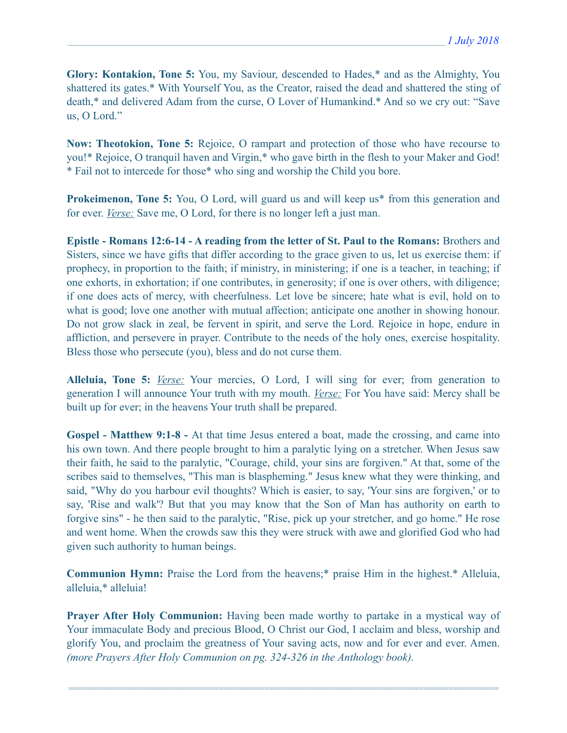**Glory: Kontakion, Tone 5:** You, my Saviour, descended to Hades,* and as the Almighty, You shattered its gates.* With Yourself You, as the Creator, raised the dead and shattered the sting of death,* and delivered Adam from the curse, O Lover of Humankind.* And so we cry out: "Save us, O Lord."

**Now: Theotokion, Tone 5:** Rejoice, O rampart and protection of those who have recourse to you!* Rejoice, O tranquil haven and Virgin,* who gave birth in the flesh to your Maker and God! * Fail not to intercede for those* who sing and worship the Child you bore.

**Prokeimenon, Tone 5:** You, O Lord, will guard us and will keep us* from this generation and for ever. *Verse:* Save me, O Lord, for there is no longer left a just man.

**Epistle - Romans 12:6-14 - A reading from the letter of St. Paul to the Romans:** Brothers and Sisters, since we have gifts that differ according to the grace given to us, let us exercise them: if prophecy, in proportion to the faith; if ministry, in ministering; if one is a teacher, in teaching; if one exhorts, in exhortation; if one contributes, in generosity; if one is over others, with diligence; if one does acts of mercy, with cheerfulness. Let love be sincere; hate what is evil, hold on to what is good; love one another with mutual affection; anticipate one another in showing honour. Do not grow slack in zeal, be fervent in spirit, and serve the Lord. Rejoice in hope, endure in affliction, and persevere in prayer. Contribute to the needs of the holy ones, exercise hospitality. Bless those who persecute (you), bless and do not curse them.

**Alleluia, Tone 5:** *Verse:* Your mercies, O Lord, I will sing for ever; from generation to generation I will announce Your truth with my mouth. *Verse:* For You have said: Mercy shall be built up for ever; in the heavens Your truth shall be prepared.

**Gospel - Matthew 9:1-8 -** At that time Jesus entered a boat, made the crossing, and came into his own town. And there people brought to him a paralytic lying on a stretcher. When Jesus saw their faith, he said to the paralytic, "Courage, child, your sins are forgiven." At that, some of the scribes said to themselves, "This man is blaspheming." Jesus knew what they were thinking, and said, "Why do you harbour evil thoughts? Which is easier, to say, 'Your sins are forgiven,' or to say, 'Rise and walk'? But that you may know that the Son of Man has authority on earth to forgive sins" - he then said to the paralytic, "Rise, pick up your stretcher, and go home." He rose and went home. When the crowds saw this they were struck with awe and glorified God who had given such authority to human beings.

**Communion Hymn:** Praise the Lord from the heavens;* praise Him in the highest.* Alleluia, alleluia,* alleluia!

**Prayer After Holy Communion:** Having been made worthy to partake in a mystical way of Your immaculate Body and precious Blood, O Christ our God, I acclaim and bless, worship and glorify You, and proclaim the greatness of Your saving acts, now and for ever and ever. Amen. *(more Prayers After Holy Communion on pg. 324-326 in the Anthology book).*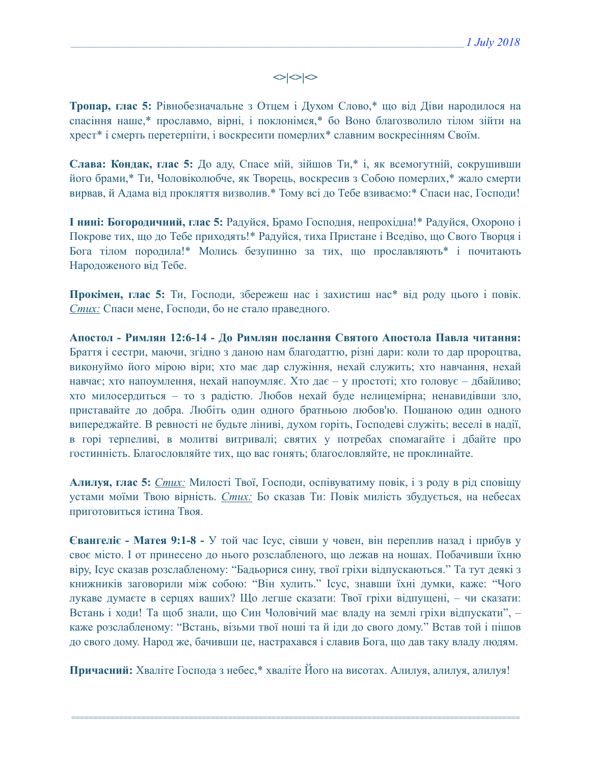<>|<>|<>

**Тропар, глас 5:** Рівнобезначальне з Отцем і Духом Слово,* що від Діви народилося на спасіння наше,* прославмо, вірні, і поклонімся,* бо Воно благозволило тілом зійти на хрест* і смерть перетерпіти, і воскресити померлих* славним воскресінням Своїм.

**Слава: Кондак, глас 5:** До аду, Спасе мій, зійшов Ти,* і, як всемогутній, сокрушивши його брами,* Ти, Чоловіколюбче, як Творець, воскресив з Собою померлих,* жало смерти вирвав, й Адама від прокляття визволив.* Тому всі до Тебе взиваємо:* Спаси нас, Господи!

**І нині: Богородичний, глас 5:** Радуйся, Брамо Господня, непрохідна!* Радуйся, Охороно і Покрове тих, що до Тебе приходять!* Радуйся, тиха Пристане і Вседіво, що Свого Творця і Бога тілом породила!* Молись безупинно за тих, що прославляють* і почитають Народоженого від Тебе.

**Прокімен, глас 5:** Ти, Господи, збережеш нас і захистиш нас* від роду цього і повік. *Стих:* Спаси мене, Господи, бо не стало праведного.

**Апостол - Римлян 12:6-14 - До Римлян послання Святого Апостола Павла читання:** Браття і сестри, маючи, згідно з даною нам благодаттю, різні дари: коли то дар пророцтва, виконуймо його мірою віри; хто має дар служіння, нехай служить; хто навчання, нехай навчає; хто напоумлення, нехай напоумляє. Хто дає – у простоті; хто головує – дбайливо; хто милосердиться – то з радістю. Любов нехай буде нелицемірна; ненавидівши зло, приставайте до добра. Любіть один одного братньою любов'ю. Пошаною один одного випереджайте. В ревності не будьте ліниві, духом горіть, Господеві служіть; веселі в надії, в горі терпеливі, в молитві витривалі; святих у потребах спомагайте і дбайте про гостинність. Благословляйте тих, що вас гонять; благословляйте, не проклинайте.

**Алилуя, глас 5:** *Стих:* Милості Твої, Господи, оспівуватиму повік, і з роду в рід сповіщу устами моїми Твою вірність. *Стих:* Бо сказав Ти: Повік милість збудується, на небесах приготовиться істина Твоя.

**Євангеліє - Матея 9:1-8 -** У той час Ісус, сівши у човен, він переплив назад і прибув у своє місто. І от принесено до нього розслабленого, що лежав на ношах. Побачивши їхню віру, Ісус сказав розслабленому: "Бадьорися сину, твої гріхи відпускаються." Та тут деякі з книжників заговорили між собою: "Він хулить." Ісус, знавши їхні думки, каже: "Чого лукаве думаєте в серцях ваших? Що легше сказати: Твої гріхи відпущені, – чи сказати: Встань і ходи! Та щоб знали, що Син Чоловічий має владу на землі гріхи відпускати", – каже розслабленому: "Встань, візьми твої ноші та й іди до свого дому." Встав той і пішов до свого дому. Народ же, бачивши це, настрахався і славив Бога, що дав таку владу людям.

**Причасний:** Хваліте Господа з небес,* хваліте Його на висотах. Алилуя, алилуя, алилуя!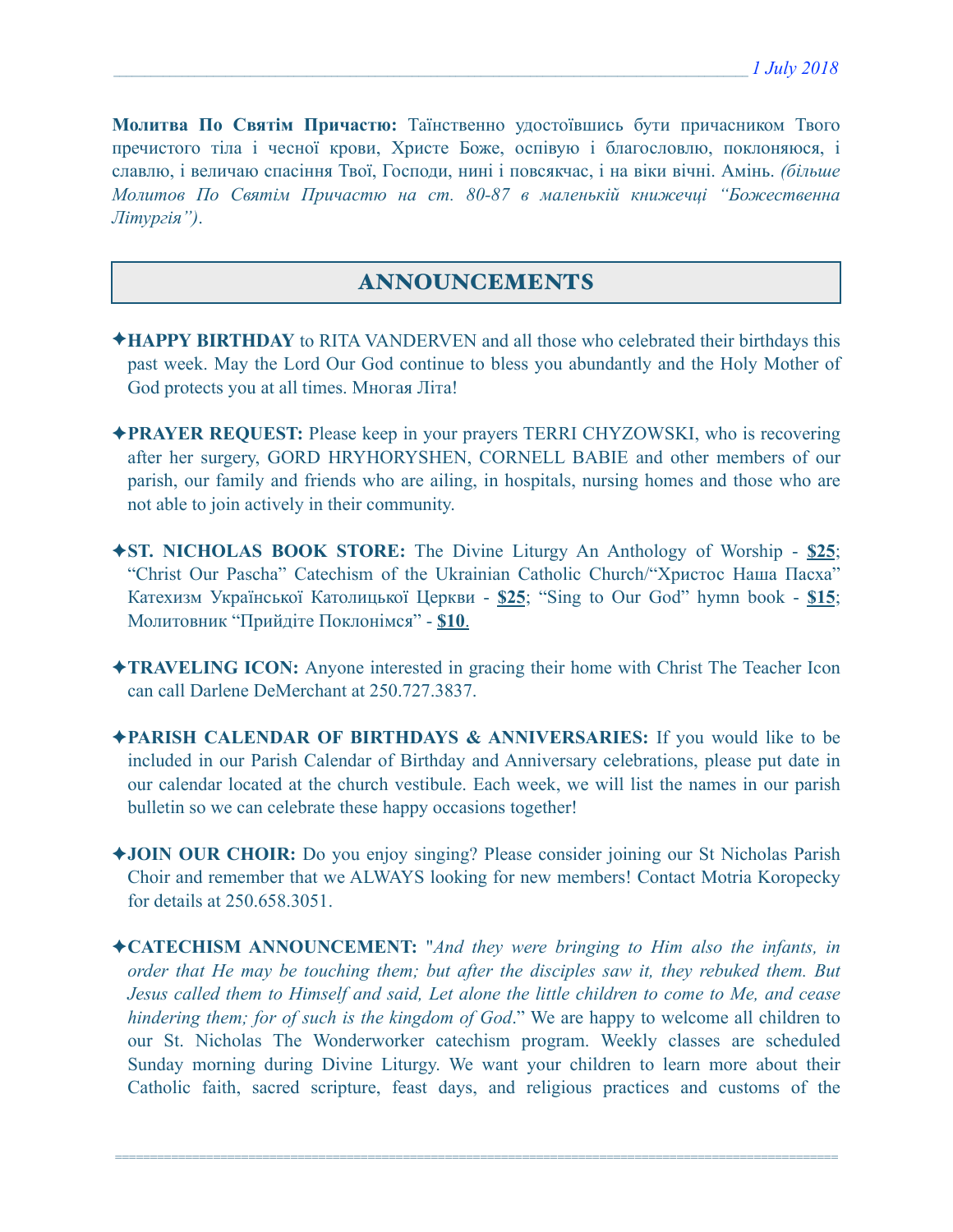**Молитва По Святім Причастю:** Таїнственно удостоївшись бути причасником Твого пречистого тіла і чесної крови, Христе Боже, оспівую і благословлю, поклоняюся, і славлю, і величаю спасіння Твої, Господи, нині і повсякчас, і на віки вічні. Амінь. *(більше Молитов По Святім Причастю на ст. 80-87 в маленькій книжечці "Божественна Літургія")*.

## ANNOUNCEMENTS

✦**HAPPY BIRTHDAY** to RITA VANDERVEN and all those who celebrated their birthdays this past week. May the Lord Our God continue to bless you abundantly and the Holy Mother of God protects you at all times. Многая Літа!

✦**PRAYER REQUEST:** Please keep in your prayers TERRI CHYZOWSKI, who is recovering after her surgery, GORD HRYHORYSHEN, CORNELL BABIE and other members of our parish, our family and friends who are ailing, in hospitals, nursing homes and those who are not able to join actively in their community.

✦**ST. NICHOLAS BOOK STORE:** The Divine Liturgy An Anthology of Worship - **$25**; "Christ Our Pascha" Catechism of the Ukrainian Catholic Church/"Христос Наша Пасха" Катехизм Української Католицької Церкви - **$25**; "Sing to Our God" hymn book - **$15**; Молитовник "Прийдіте Поклонімся" - **$10**.

✦**TRAVELING ICON:** Anyone interested in gracing their home with Christ The Teacher Icon can call Darlene DeMerchant at 250.727.3837.

✦**PARISH CALENDAR OF BIRTHDAYS & ANNIVERSARIES:** If you would like to be included in our Parish Calendar of Birthday and Anniversary celebrations, please put date in our calendar located at the church vestibule. Each week, we will list the names in our parish bulletin so we can celebrate these happy occasions together!

✦**JOIN OUR CHOIR:** Do you enjoy singing? Please consider joining our St Nicholas Parish Choir and remember that we ALWAYS looking for new members! Contact Motria Koropecky for details at 250.658.3051.

✦**CATECHISM ANNOUNCEMENT:** "*And they were bringing to Him also the infants, in order that He may be touching them; but after the disciples saw it, they rebuked them. But Jesus called them to Himself and said, Let alone the little children to come to Me, and cease hindering them; for of such is the kingdom of God*." We are happy to welcome all children to our St. Nicholas The Wonderworker catechism program. Weekly classes are scheduled Sunday morning during Divine Liturgy. We want your children to learn more about their Catholic faith, sacred scripture, feast days, and religious practices and customs of the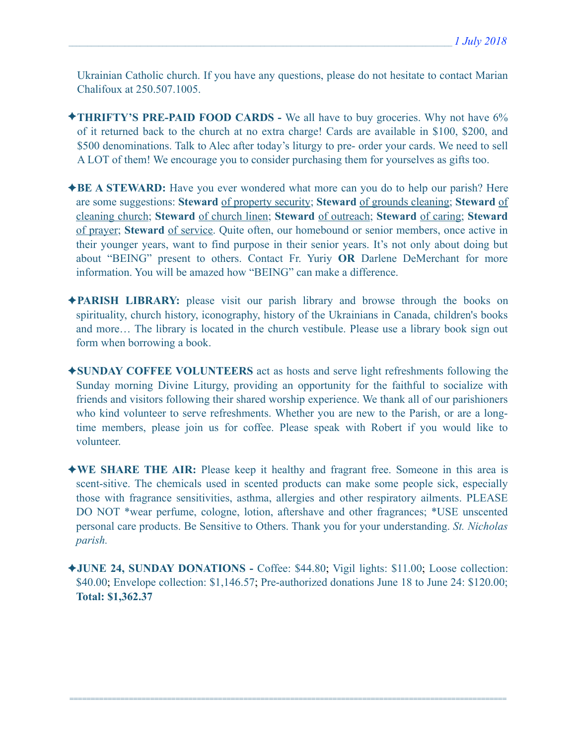Ukrainian Catholic church. If you have any questions, please do not hesitate to contact Marian Chalifoux at 250.507.1005.

✦**THRIFTY'S PRE-PAID FOOD CARDS -** We all have to buy groceries. Why not have 6% of it returned back to the church at no extra charge! Cards are available in $100, $200, and $500 denominations. Talk to Alec after today's liturgy to pre- order your cards. We need to sell A LOT of them! We encourage you to consider purchasing them for yourselves as gifts too.

✦**BE A STEWARD:** Have you ever wondered what more can you do to help our parish? Here are some suggestions: **Steward** of property security; **Steward** of grounds cleaning; **Steward** of cleaning church; **Steward** of church linen; **Steward** of outreach; **Steward** of caring; **Steward** of prayer; **Steward** of service. Quite often, our homebound or senior members, once active in their younger years, want to find purpose in their senior years. It's not only about doing but about "BEING" present to others. Contact Fr. Yuriy **OR** Darlene DeMerchant for more information. You will be amazed how "BEING" can make a difference.

✦**PARISH LIBRARY:** please visit our parish library and browse through the books on spirituality, church history, iconography, history of the Ukrainians in Canada, children's books and more… The library is located in the church vestibule. Please use a library book sign out form when borrowing a book.

✦**SUNDAY COFFEE VOLUNTEERS** act as hosts and serve light refreshments following the Sunday morning Divine Liturgy, providing an opportunity for the faithful to socialize with friends and visitors following their shared worship experience. We thank all of our parishioners who kind volunteer to serve refreshments. Whether you are new to the Parish, or are a long-time members, please join us for coffee. Please speak with Robert if you would like to volunteer.

✦**WE SHARE THE AIR:** Please keep it healthy and fragrant free. Someone in this area is scent-sitive. The chemicals used in scented products can make some people sick, especially those with fragrance sensitivities, asthma, allergies and other respiratory ailments. PLEASE DO NOT *wear perfume, cologne, lotion, aftershave and other fragrances; *USE unscented personal care products. Be Sensitive to Others. Thank you for your understanding. *St. Nicholas parish.*

✦**JUNE 24, SUNDAY DONATIONS -** Coffee: $44.80; Vigil lights: $11.00; Loose collection: $40.00; Envelope collection: $1,146.57; Pre-authorized donations June 18 to June 24: $120.00; **Total: $1,362.37**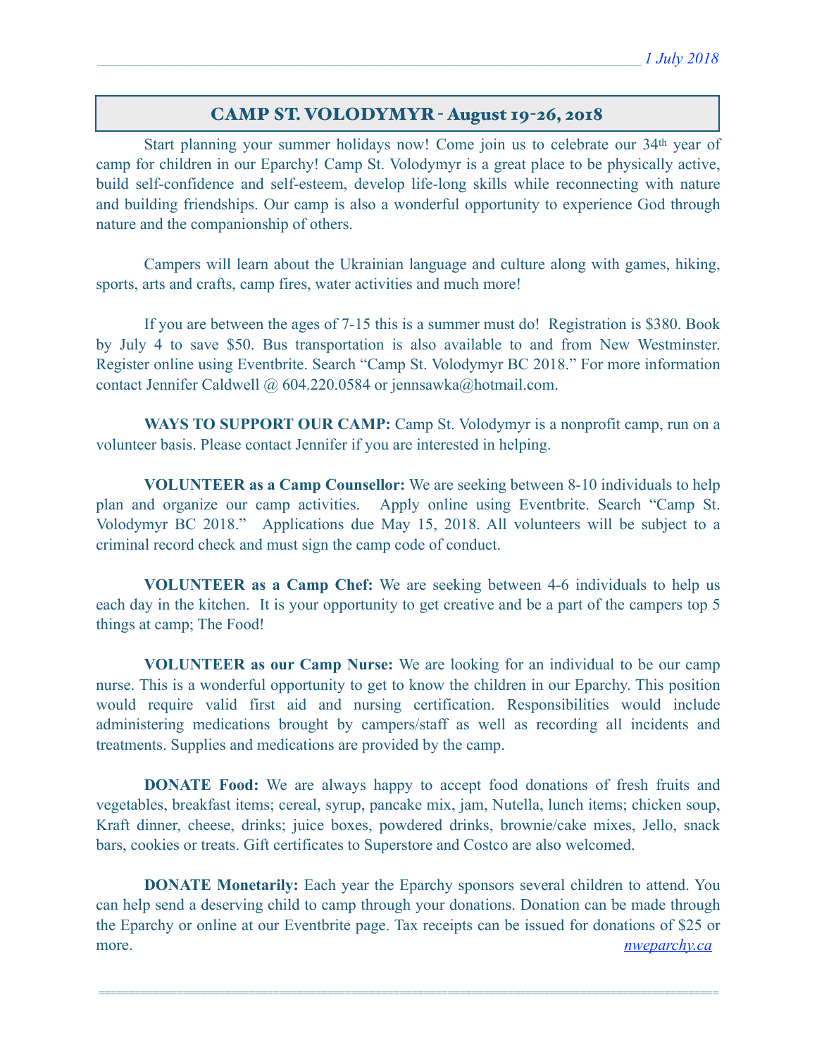## CAMP ST. VOLODYMYR - August 19-26, 2018

Start planning your summer holidays now! Come join us to celebrate our 34th year of camp for children in our Eparchy! Camp St. Volodymyr is a great place to be physically active, build self-confidence and self-esteem, develop life-long skills while reconnecting with nature and building friendships. Our camp is also a wonderful opportunity to experience God through nature and the companionship of others.

Campers will learn about the Ukrainian language and culture along with games, hiking, sports, arts and crafts, camp fires, water activities and much more!

If you are between the ages of 7-15 this is a summer must do! Registration is $380. Book by July 4 to save $50. Bus transportation is also available to and from New Westminster. Register online using Eventbrite. Search "Camp St. Volodymyr BC 2018." For more information contact Jennifer Caldwell @ 604.220.0584 or jennsawka@hotmail.com.

**WAYS TO SUPPORT OUR CAMP:** Camp St. Volodymyr is a nonprofit camp, run on a volunteer basis. Please contact Jennifer if you are interested in helping.

**VOLUNTEER as a Camp Counsellor:** We are seeking between 8-10 individuals to help plan and organize our camp activities. Apply online using Eventbrite. Search "Camp St. Volodymyr BC 2018." Applications due May 15, 2018. All volunteers will be subject to a criminal record check and must sign the camp code of conduct.

**VOLUNTEER as a Camp Chef:** We are seeking between 4-6 individuals to help us each day in the kitchen. It is your opportunity to get creative and be a part of the campers top 5 things at camp; The Food!

**VOLUNTEER as our Camp Nurse:** We are looking for an individual to be our camp nurse. This is a wonderful opportunity to get to know the children in our Eparchy. This position would require valid first aid and nursing certification. Responsibilities would include administering medications brought by campers/staff as well as recording all incidents and treatments. Supplies and medications are provided by the camp.

**DONATE Food:** We are always happy to accept food donations of fresh fruits and vegetables, breakfast items; cereal, syrup, pancake mix, jam, Nutella, lunch items; chicken soup, Kraft dinner, cheese, drinks; juice boxes, powdered drinks, brownie/cake mixes, Jello, snack bars, cookies or treats. Gift certificates to Superstore and Costco are also welcomed.

**DONATE Monetarily:** Each year the Eparchy sponsors several children to attend. You can help send a deserving child to camp through your donations. Donation can be made through the Eparchy or online at our Eventbrite page. Tax receipts can be issued for donations of $25 or more.

*nweparchy.ca*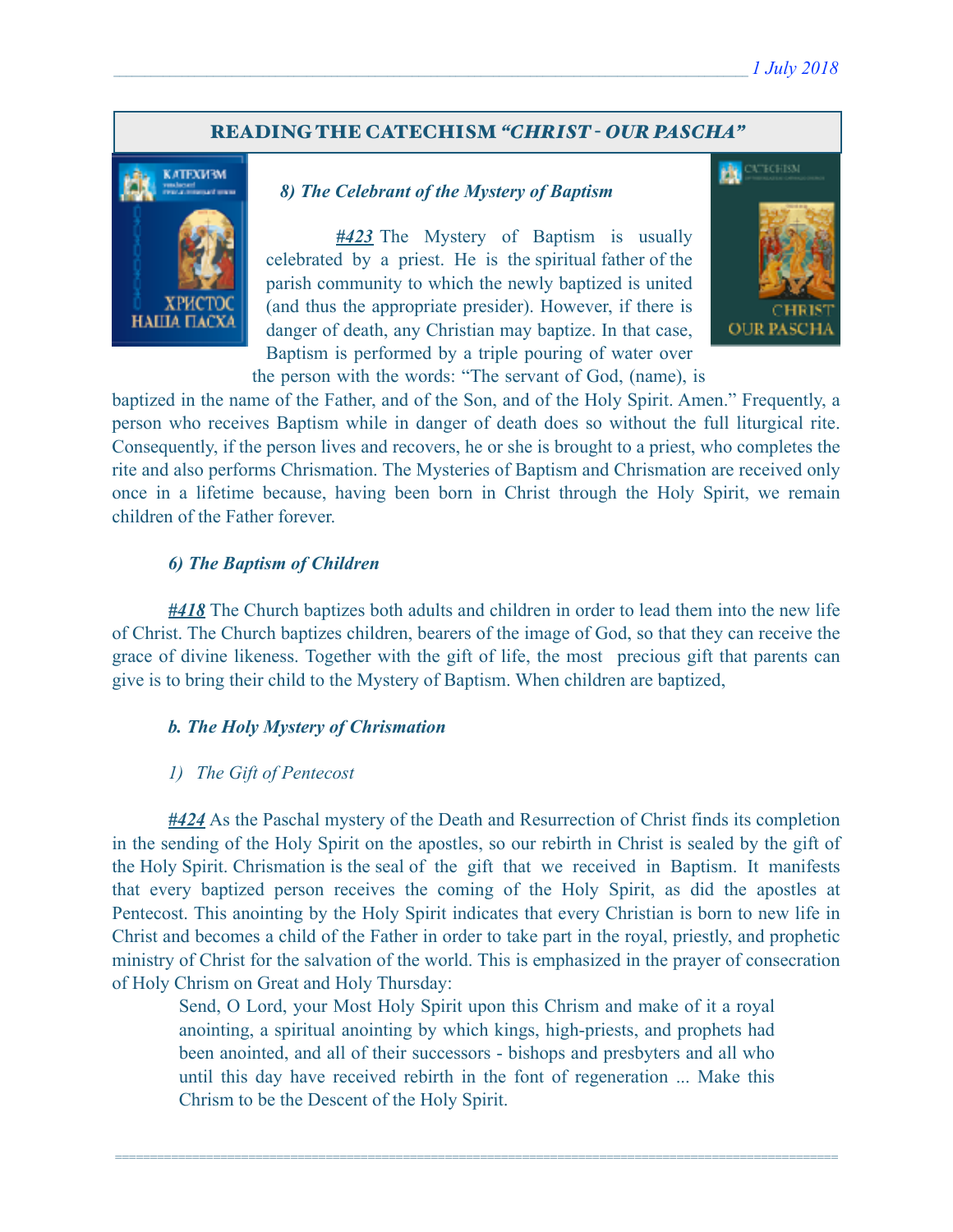## READING THE CATECHISM *"CHRIST - OUR PASCHA"*

### *8) The Celebrant of the Mystery of Baptism*

***#423*** The Mystery of Baptism is usually celebrated by a priest. He is the spiritual father of the parish community to which the newly baptized is united (and thus the appropriate presider). However, if there is danger of death, any Christian may baptize. In that case, Baptism is performed by a triple pouring of water over the person with the words: "The servant of God, (name), is baptized in the name of the Father, and of the Son, and of the Holy Spirit. Amen." Frequently, a person who receives Baptism while in danger of death does so without the full liturgical rite. Consequently, if the person lives and recovers, he or she is brought to a priest, who completes the rite and also performs Chrismation. The Mysteries of Baptism and Chrismation are received only once in a lifetime because, having been born in Christ through the Holy Spirit, we remain children of the Father forever.

### *6) The Baptism of Children*

***#418*** The Church baptizes both adults and children in order to lead them into the new life of Christ. The Church baptizes children, bearers of the image of God, so that they can receive the grace of divine likeness. Together with the gift of life, the most precious gift that parents can give is to bring their child to the Mystery of Baptism. When children are baptized,

### *b. The Holy Mystery of Chrismation*

*1) The Gift of Pentecost*

***#424*** As the Paschal mystery of the Death and Resurrection of Christ finds its completion in the sending of the Holy Spirit on the apostles, so our rebirth in Christ is sealed by the gift of the Holy Spirit. Chrismation is the seal of the gift that we received in Baptism. It manifests that every baptized person receives the coming of the Holy Spirit, as did the apostles at Pentecost. This anointing by the Holy Spirit indicates that every Christian is born to new life in Christ and becomes a child of the Father in order to take part in the royal, priestly, and prophetic ministry of Christ for the salvation of the world. This is emphasized in the prayer of consecration of Holy Chrism on Great and Holy Thursday:

> Send, O Lord, your Most Holy Spirit upon this Chrism and make of it a royal anointing, a spiritual anointing by which kings, high-priests, and prophets had been anointed, and all of their successors - bishops and presbyters and all who until this day have received rebirth in the font of regeneration ... Make this Chrism to be the Descent of the Holy Spirit.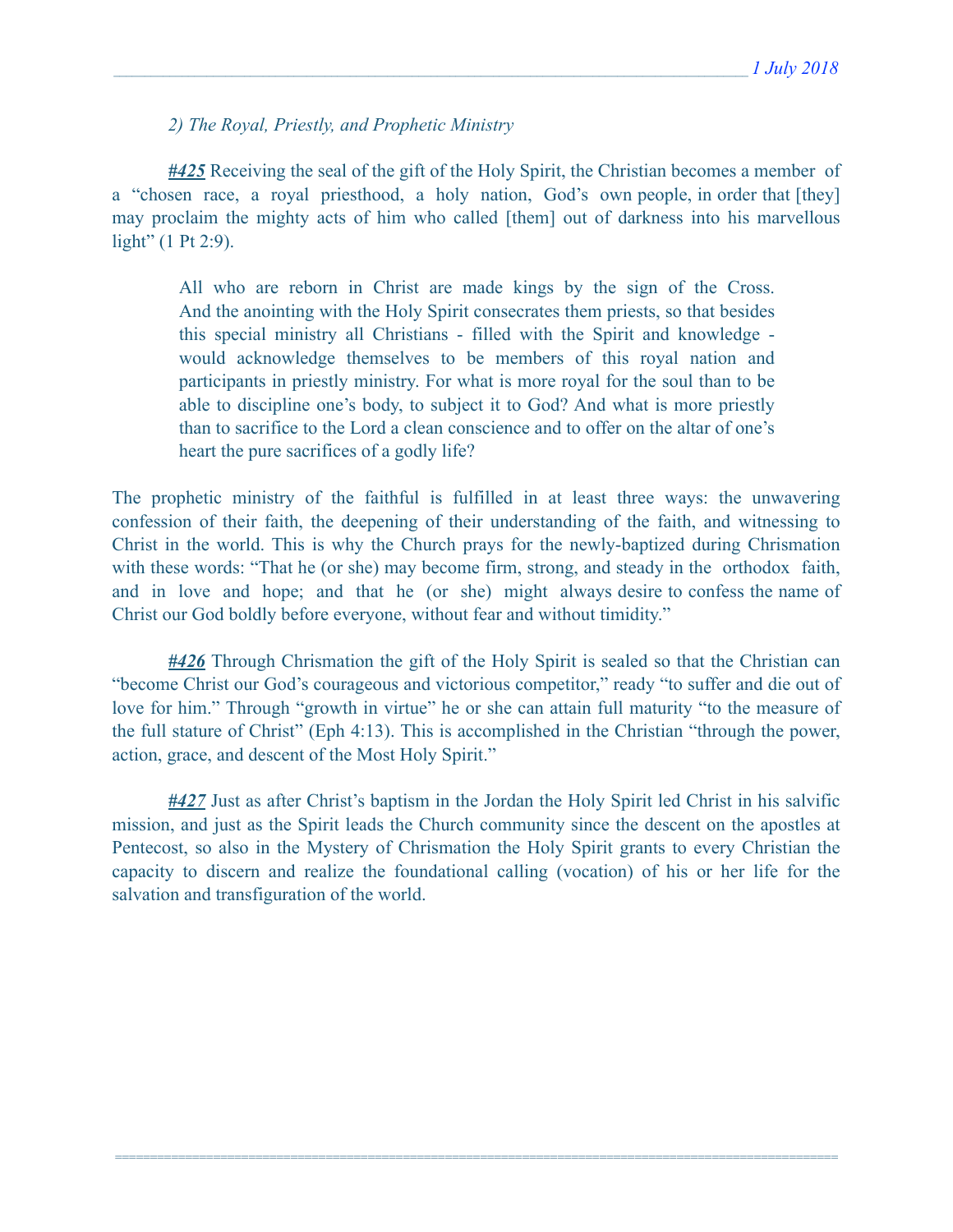*2) The Royal, Priestly, and Prophetic Ministry*

***#425*** Receiving the seal of the gift of the Holy Spirit, the Christian becomes a member of a "chosen race, a royal priesthood, a holy nation, God's own people, in order that [they] may proclaim the mighty acts of him who called [them] out of darkness into his marvellous light" (1 Pt 2:9).

> All who are reborn in Christ are made kings by the sign of the Cross. And the anointing with the Holy Spirit consecrates them priests, so that besides this special ministry all Christians - filled with the Spirit and knowledge - would acknowledge themselves to be members of this royal nation and participants in priestly ministry. For what is more royal for the soul than to be able to discipline one's body, to subject it to God? And what is more priestly than to sacrifice to the Lord a clean conscience and to offer on the altar of one's heart the pure sacrifices of a godly life?

The prophetic ministry of the faithful is fulfilled in at least three ways: the unwavering confession of their faith, the deepening of their understanding of the faith, and witnessing to Christ in the world. This is why the Church prays for the newly-baptized during Chrismation with these words: "That he (or she) may become firm, strong, and steady in the orthodox faith, and in love and hope; and that he (or she) might always desire to confess the name of Christ our God boldly before everyone, without fear and without timidity."

***#426*** Through Chrismation the gift of the Holy Spirit is sealed so that the Christian can "become Christ our God's courageous and victorious competitor," ready "to suffer and die out of love for him." Through "growth in virtue" he or she can attain full maturity "to the measure of the full stature of Christ" (Eph 4:13). This is accomplished in the Christian "through the power, action, grace, and descent of the Most Holy Spirit."

***#427*** Just as after Christ's baptism in the Jordan the Holy Spirit led Christ in his salvific mission, and just as the Spirit leads the Church community since the descent on the apostles at Pentecost, so also in the Mystery of Chrismation the Holy Spirit grants to every Christian the capacity to discern and realize the foundational calling (vocation) of his or her life for the salvation and transfiguration of the world.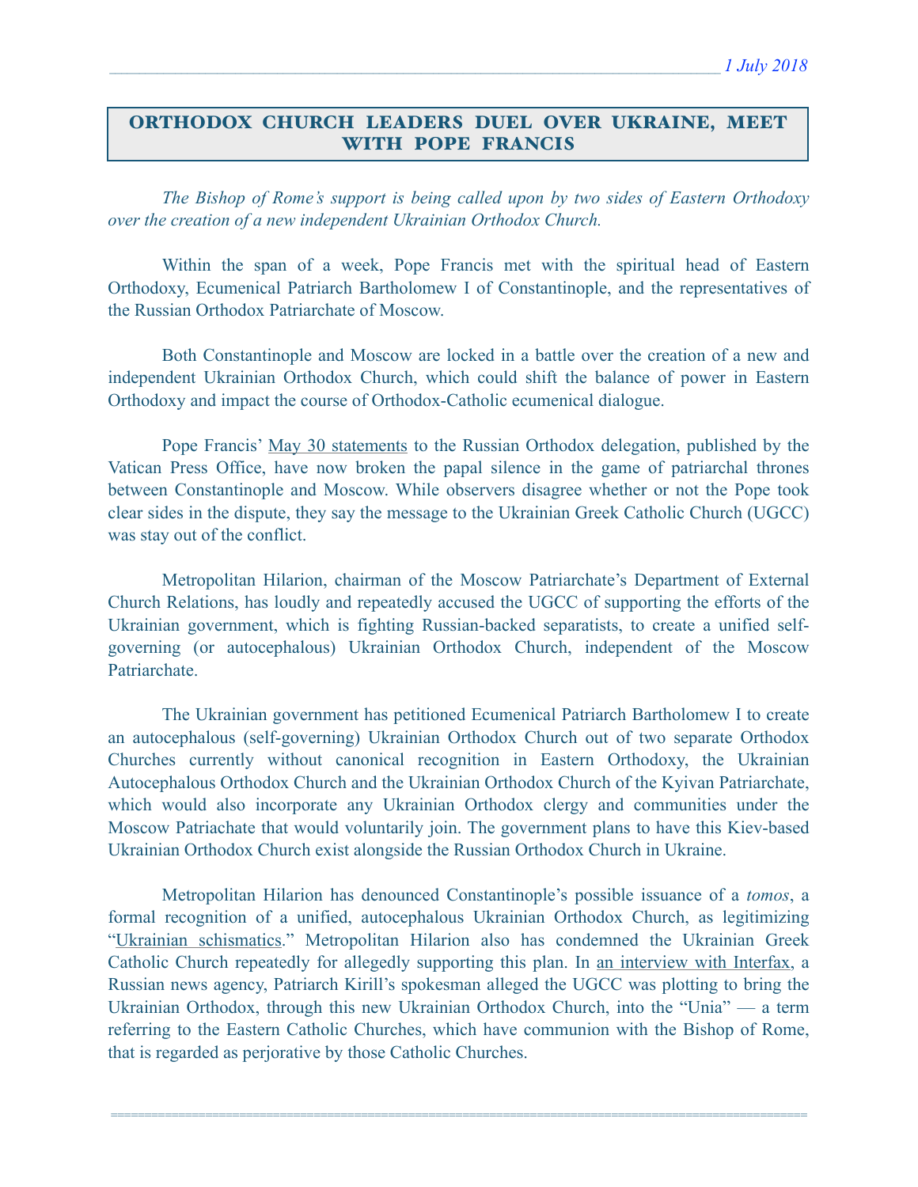*1 July 2018*

## ORTHODOX CHURCH LEADERS DUEL OVER UKRAINE, MEET WITH POPE FRANCIS

*The Bishop of Rome's support is being called upon by two sides of Eastern Orthodoxy over the creation of a new independent Ukrainian Orthodox Church.*

Within the span of a week, Pope Francis met with the spiritual head of Eastern Orthodoxy, Ecumenical Patriarch Bartholomew I of Constantinople, and the representatives of the Russian Orthodox Patriarchate of Moscow.

Both Constantinople and Moscow are locked in a battle over the creation of a new and independent Ukrainian Orthodox Church, which could shift the balance of power in Eastern Orthodoxy and impact the course of Orthodox-Catholic ecumenical dialogue.

Pope Francis' May 30 statements to the Russian Orthodox delegation, published by the Vatican Press Office, have now broken the papal silence in the game of patriarchal thrones between Constantinople and Moscow. While observers disagree whether or not the Pope took clear sides in the dispute, they say the message to the Ukrainian Greek Catholic Church (UGCC) was stay out of the conflict.

Metropolitan Hilarion, chairman of the Moscow Patriarchate's Department of External Church Relations, has loudly and repeatedly accused the UGCC of supporting the efforts of the Ukrainian government, which is fighting Russian-backed separatists, to create a unified self-governing (or autocephalous) Ukrainian Orthodox Church, independent of the Moscow Patriarchate.

The Ukrainian government has petitioned Ecumenical Patriarch Bartholomew I to create an autocephalous (self-governing) Ukrainian Orthodox Church out of two separate Orthodox Churches currently without canonical recognition in Eastern Orthodoxy, the Ukrainian Autocephalous Orthodox Church and the Ukrainian Orthodox Church of the Kyivan Patriarchate, which would also incorporate any Ukrainian Orthodox clergy and communities under the Moscow Patriachate that would voluntarily join. The government plans to have this Kiev-based Ukrainian Orthodox Church exist alongside the Russian Orthodox Church in Ukraine.

Metropolitan Hilarion has denounced Constantinople's possible issuance of a *tomos*, a formal recognition of a unified, autocephalous Ukrainian Orthodox Church, as legitimizing "Ukrainian schismatics." Metropolitan Hilarion also has condemned the Ukrainian Greek Catholic Church repeatedly for allegedly supporting this plan. In an interview with Interfax, a Russian news agency, Patriarch Kirill's spokesman alleged the UGCC was plotting to bring the Ukrainian Orthodox, through this new Ukrainian Orthodox Church, into the "Unia" — a term referring to the Eastern Catholic Churches, which have communion with the Bishop of Rome, that is regarded as perjorative by those Catholic Churches.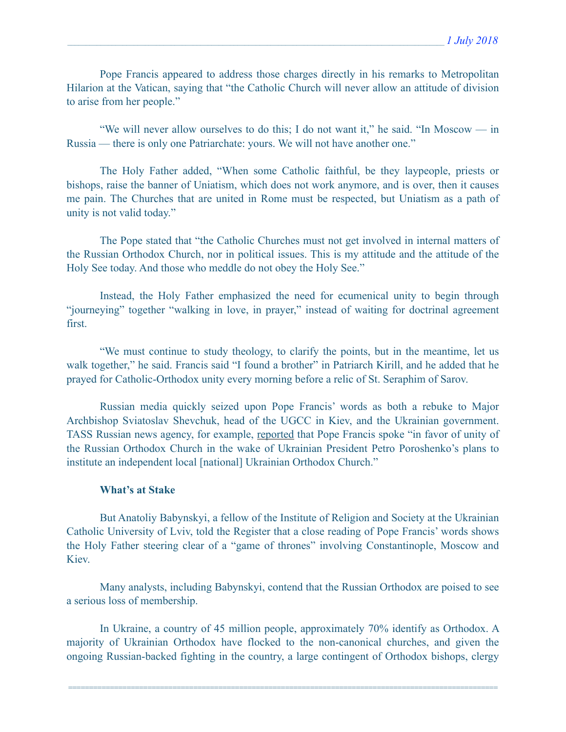Pope Francis appeared to address those charges directly in his remarks to Metropolitan Hilarion at the Vatican, saying that “the Catholic Church will never allow an attitude of division to arise from her people.”

“We will never allow ourselves to do this; I do not want it,” he said. “In Moscow — in Russia — there is only one Patriarchate: yours. We will not have another one.”

The Holy Father added, “When some Catholic faithful, be they laypeople, priests or bishops, raise the banner of Uniatism, which does not work anymore, and is over, then it causes me pain. The Churches that are united in Rome must be respected, but Uniatism as a path of unity is not valid today.”

The Pope stated that “the Catholic Churches must not get involved in internal matters of the Russian Orthodox Church, nor in political issues. This is my attitude and the attitude of the Holy See today. And those who meddle do not obey the Holy See.”

Instead, the Holy Father emphasized the need for ecumenical unity to begin through “journeying” together “walking in love, in prayer,” instead of waiting for doctrinal agreement first.

“We must continue to study theology, to clarify the points, but in the meantime, let us walk together,” he said. Francis said “I found a brother” in Patriarch Kirill, and he added that he prayed for Catholic-Orthodox unity every morning before a relic of St. Seraphim of Sarov.

Russian media quickly seized upon Pope Francis’ words as both a rebuke to Major Archbishop Sviatoslav Shevchuk, head of the UGCC in Kiev, and the Ukrainian government. TASS Russian news agency, for example, reported that Pope Francis spoke “in favor of unity of the Russian Orthodox Church in the wake of Ukrainian President Petro Poroshenko’s plans to institute an independent local [national] Ukrainian Orthodox Church.”

**What’s at Stake**

But Anatoliy Babynskyi, a fellow of the Institute of Religion and Society at the Ukrainian Catholic University of Lviv, told the Register that a close reading of Pope Francis’ words shows the Holy Father steering clear of a “game of thrones” involving Constantinople, Moscow and Kiev.

Many analysts, including Babynskyi, contend that the Russian Orthodox are poised to see a serious loss of membership.

In Ukraine, a country of 45 million people, approximately 70% identify as Orthodox. A majority of Ukrainian Orthodox have flocked to the non-canonical churches, and given the ongoing Russian-backed fighting in the country, a large contingent of Orthodox bishops, clergy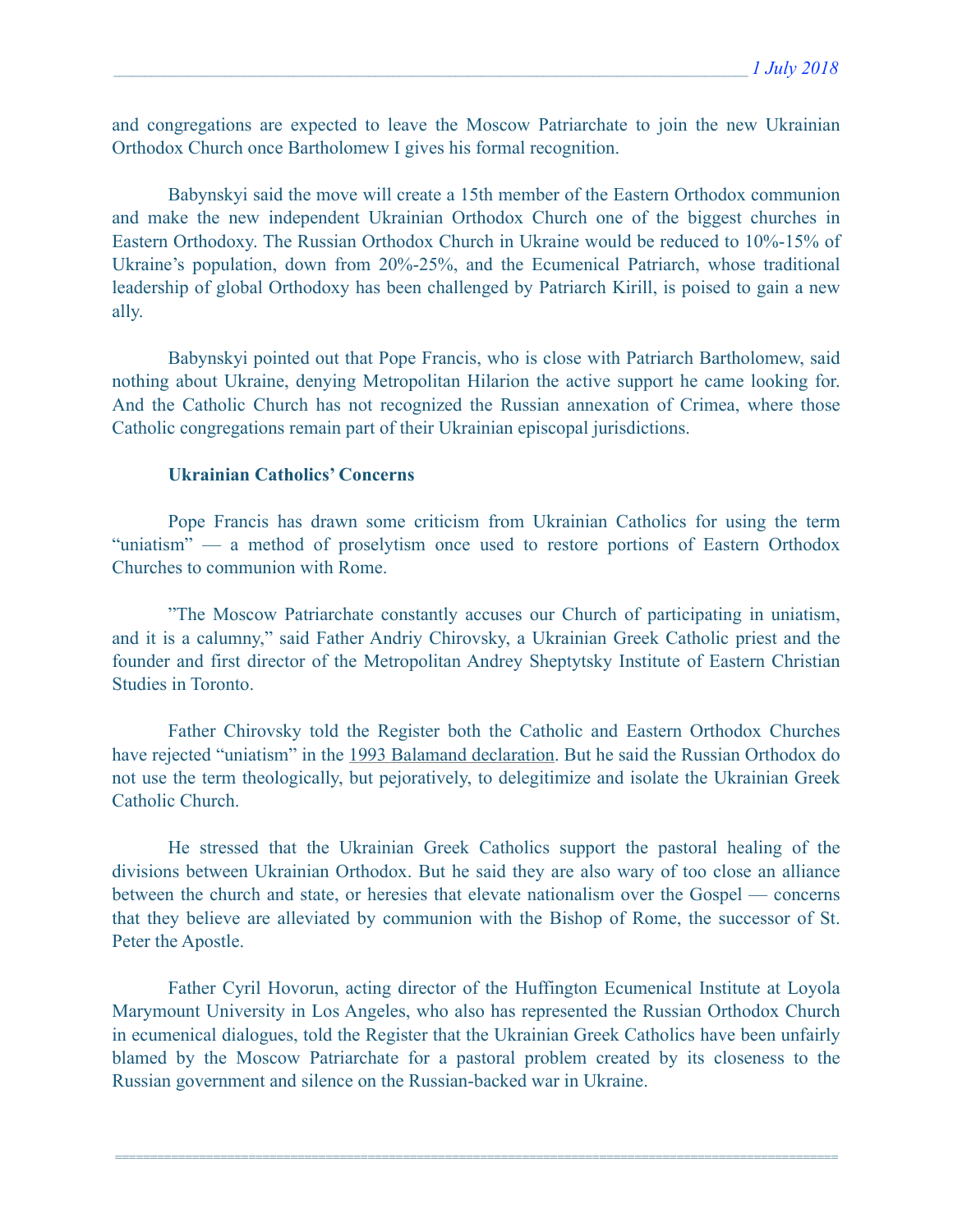and congregations are expected to leave the Moscow Patriarchate to join the new Ukrainian Orthodox Church once Bartholomew I gives his formal recognition.

Babynskyi said the move will create a 15th member of the Eastern Orthodox communion and make the new independent Ukrainian Orthodox Church one of the biggest churches in Eastern Orthodoxy. The Russian Orthodox Church in Ukraine would be reduced to 10%-15% of Ukraine's population, down from 20%-25%, and the Ecumenical Patriarch, whose traditional leadership of global Orthodoxy has been challenged by Patriarch Kirill, is poised to gain a new ally.

Babynskyi pointed out that Pope Francis, who is close with Patriarch Bartholomew, said nothing about Ukraine, denying Metropolitan Hilarion the active support he came looking for. And the Catholic Church has not recognized the Russian annexation of Crimea, where those Catholic congregations remain part of their Ukrainian episcopal jurisdictions.

**Ukrainian Catholics' Concerns**

Pope Francis has drawn some criticism from Ukrainian Catholics for using the term "uniatism" — a method of proselytism once used to restore portions of Eastern Orthodox Churches to communion with Rome.

"The Moscow Patriarchate constantly accuses our Church of participating in uniatism, and it is a calumny," said Father Andriy Chirovsky, a Ukrainian Greek Catholic priest and the founder and first director of the Metropolitan Andrey Sheptytsky Institute of Eastern Christian Studies in Toronto.

Father Chirovsky told the Register both the Catholic and Eastern Orthodox Churches have rejected "uniatism" in the 1993 Balamand declaration. But he said the Russian Orthodox do not use the term theologically, but pejoratively, to delegitimize and isolate the Ukrainian Greek Catholic Church.

He stressed that the Ukrainian Greek Catholics support the pastoral healing of the divisions between Ukrainian Orthodox. But he said they are also wary of too close an alliance between the church and state, or heresies that elevate nationalism over the Gospel — concerns that they believe are alleviated by communion with the Bishop of Rome, the successor of St. Peter the Apostle.

Father Cyril Hovorun, acting director of the Huffington Ecumenical Institute at Loyola Marymount University in Los Angeles, who also has represented the Russian Orthodox Church in ecumenical dialogues, told the Register that the Ukrainian Greek Catholics have been unfairly blamed by the Moscow Patriarchate for a pastoral problem created by its closeness to the Russian government and silence on the Russian-backed war in Ukraine.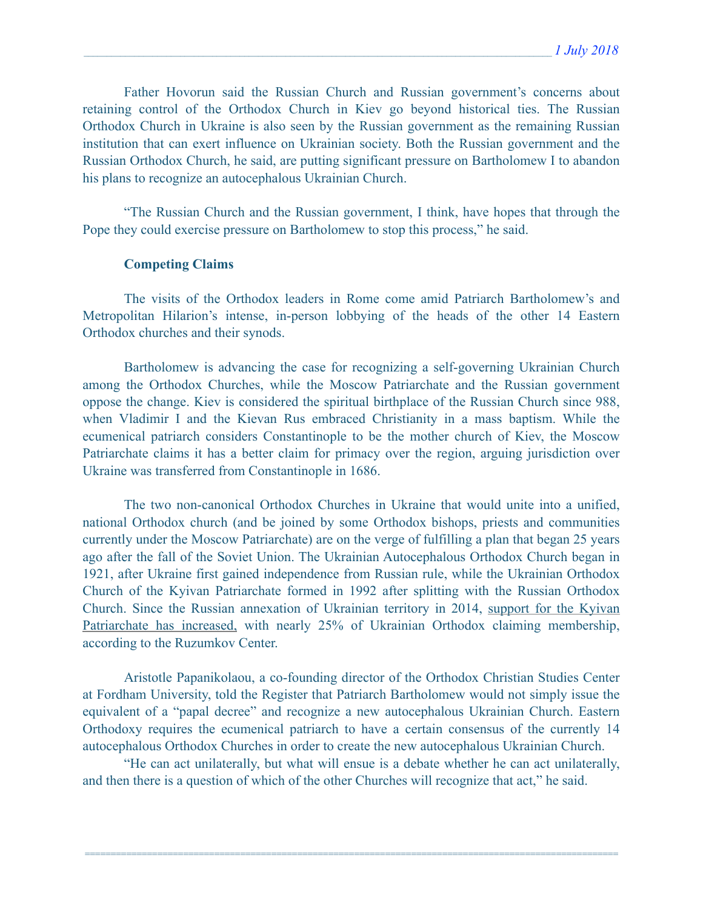Father Hovorun said the Russian Church and Russian government's concerns about retaining control of the Orthodox Church in Kiev go beyond historical ties. The Russian Orthodox Church in Ukraine is also seen by the Russian government as the remaining Russian institution that can exert influence on Ukrainian society. Both the Russian government and the Russian Orthodox Church, he said, are putting significant pressure on Bartholomew I to abandon his plans to recognize an autocephalous Ukrainian Church.

"The Russian Church and the Russian government, I think, have hopes that through the Pope they could exercise pressure on Bartholomew to stop this process," he said.

**Competing Claims**

The visits of the Orthodox leaders in Rome come amid Patriarch Bartholomew's and Metropolitan Hilarion's intense, in-person lobbying of the heads of the other 14 Eastern Orthodox churches and their synods.

Bartholomew is advancing the case for recognizing a self-governing Ukrainian Church among the Orthodox Churches, while the Moscow Patriarchate and the Russian government oppose the change. Kiev is considered the spiritual birthplace of the Russian Church since 988, when Vladimir I and the Kievan Rus embraced Christianity in a mass baptism. While the ecumenical patriarch considers Constantinople to be the mother church of Kiev, the Moscow Patriarchate claims it has a better claim for primacy over the region, arguing jurisdiction over Ukraine was transferred from Constantinople in 1686.

The two non-canonical Orthodox Churches in Ukraine that would unite into a unified, national Orthodox church (and be joined by some Orthodox bishops, priests and communities currently under the Moscow Patriarchate) are on the verge of fulfilling a plan that began 25 years ago after the fall of the Soviet Union. The Ukrainian Autocephalous Orthodox Church began in 1921, after Ukraine first gained independence from Russian rule, while the Ukrainian Orthodox Church of the Kyivan Patriarchate formed in 1992 after splitting with the Russian Orthodox Church. Since the Russian annexation of Ukrainian territory in 2014, support for the Kyivan Patriarchate has increased, with nearly 25% of Ukrainian Orthodox claiming membership, according to the Ruzumkov Center.

Aristotle Papanikolaou, a co-founding director of the Orthodox Christian Studies Center at Fordham University, told the Register that Patriarch Bartholomew would not simply issue the equivalent of a "papal decree" and recognize a new autocephalous Ukrainian Church. Eastern Orthodoxy requires the ecumenical patriarch to have a certain consensus of the currently 14 autocephalous Orthodox Churches in order to create the new autocephalous Ukrainian Church.

"He can act unilaterally, but what will ensue is a debate whether he can act unilaterally, and then there is a question of which of the other Churches will recognize that act," he said.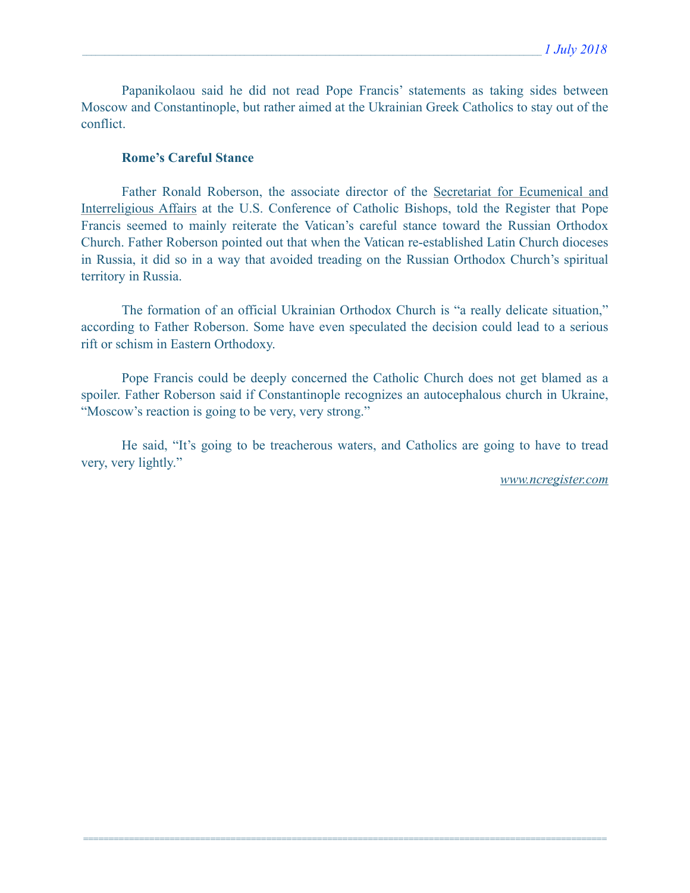Papanikolaou said he did not read Pope Francis' statements as taking sides between Moscow and Constantinople, but rather aimed at the Ukrainian Greek Catholics to stay out of the conflict.

**Rome's Careful Stance**

Father Ronald Roberson, the associate director of the Secretariat for Ecumenical and Interreligious Affairs at the U.S. Conference of Catholic Bishops, told the Register that Pope Francis seemed to mainly reiterate the Vatican's careful stance toward the Russian Orthodox Church. Father Roberson pointed out that when the Vatican re-established Latin Church dioceses in Russia, it did so in a way that avoided treading on the Russian Orthodox Church's spiritual territory in Russia.

The formation of an official Ukrainian Orthodox Church is "a really delicate situation," according to Father Roberson. Some have even speculated the decision could lead to a serious rift or schism in Eastern Orthodoxy.

Pope Francis could be deeply concerned the Catholic Church does not get blamed as a spoiler. Father Roberson said if Constantinople recognizes an autocephalous church in Ukraine, "Moscow's reaction is going to be very, very strong."

He said, "It's going to be treacherous waters, and Catholics are going to have to tread very, very lightly."

*www.ncregister.com*